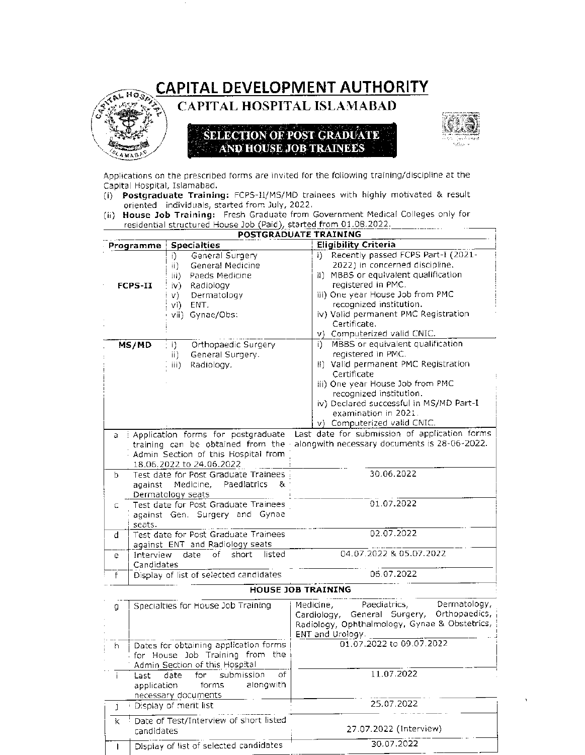# CAPITAL DEVELOPMENT AUTHORITY

## CAPITAL HOSPITAL ISLAMABAD

### SELECTION OF POST GRADUATE AND HOUSE JOB TRAINEES

Applications on the prescribed forms are invited for the following training/discipline at the Capital Hospital, Islamabad.

(i) **Postgraduate Training:** FCPS-II/MS/MD trainees with highly motivated & result oriented individuals, started from July, 2022.

(ii) **House Job Training:** Fresh Graduate from Government Medical Colleges only for residential structured House Job (Paid), started from 01.08.2022.

**POSTGRADUATE TRAINING**

| Programme | Specialties | Eligibility Criteria |
|---|---|---|
| FCPS-II | i) General Surgery<br>ii) General Medicine<br>iii) Paeds Medicine<br>iv) Radiology<br>v) Dermatology<br>vi) ENT.<br>vii) Gynae/Obs: | i) Recently passed FCPS Part-I (2021-2022) in concerned discipline.<br>ii) MBBS or equivalent qualification registered in PMC.<br>iii) One year House Job from PMC recognized institution.<br>iv) Valid permanent PMC Registration Certificate.<br>v) Computerized valid CNIC. |
| MS/MD | i) Orthopaedic Surgery<br>ii) General Surgery.<br>iii) Radiology. | i) MBBS or equivalent qualification registered in PMC.<br>ii) Valid permanent PMC Registration Certificate<br>iii) One year House Job from PMC recognized institution.<br>iv) Declared successful in MS/MD Part-I examination in 2021.<br>v) Computerized valid CNIC. |

| | | |
|---|---|---|
| a | Application forms for postgraduate training can be obtained from the Admin Section of this Hospital from 18.06.2022 to 24.06.2022 | Last date for submission of application forms alongwith necessary documents is 28-06-2022. |
| b | Test date for Post Graduate Trainees against Medicine, Paediatrics & Dermatology seats | 30.06.2022 |
| c | Test date for Post Graduate Trainees against Gen. Surgery and Gynae seats. | 01.07.2022 |
| d | Test date for Post Graduate Trainees against ENT and Radiology seats | 02.07.2022 |
| e | Interview date of short listed Candidates | 04.07.2022 & 05.07.2022 |
| f | Display of list of selected candidates | 06.07.2022 |

**HOUSE JOB TRAINING**

| | | |
|---|---|---|
| g | Specialties for House Job Training | Medicine, Paediatrics, Dermatology, Cardiology, General Surgery, Orthopaedics, Radiology, Ophthalmology, Gynae & Obstetrics, ENT and Urology. |
| h | Dates for obtaining application forms for House Job Training from the Admin Section of this Hospital | 01.07.2022 to 09.07.2022 |
| i | Last date for submission of application forms alongwith necessary documents | 11.07.2022 |
| j | Display of merit list | 25.07.2022 |
| k | Date of Test/Interview of short listed candidates | 27.07.2022 (Interview) |
| l | Display of list of selected candidates | 30.07.2022 |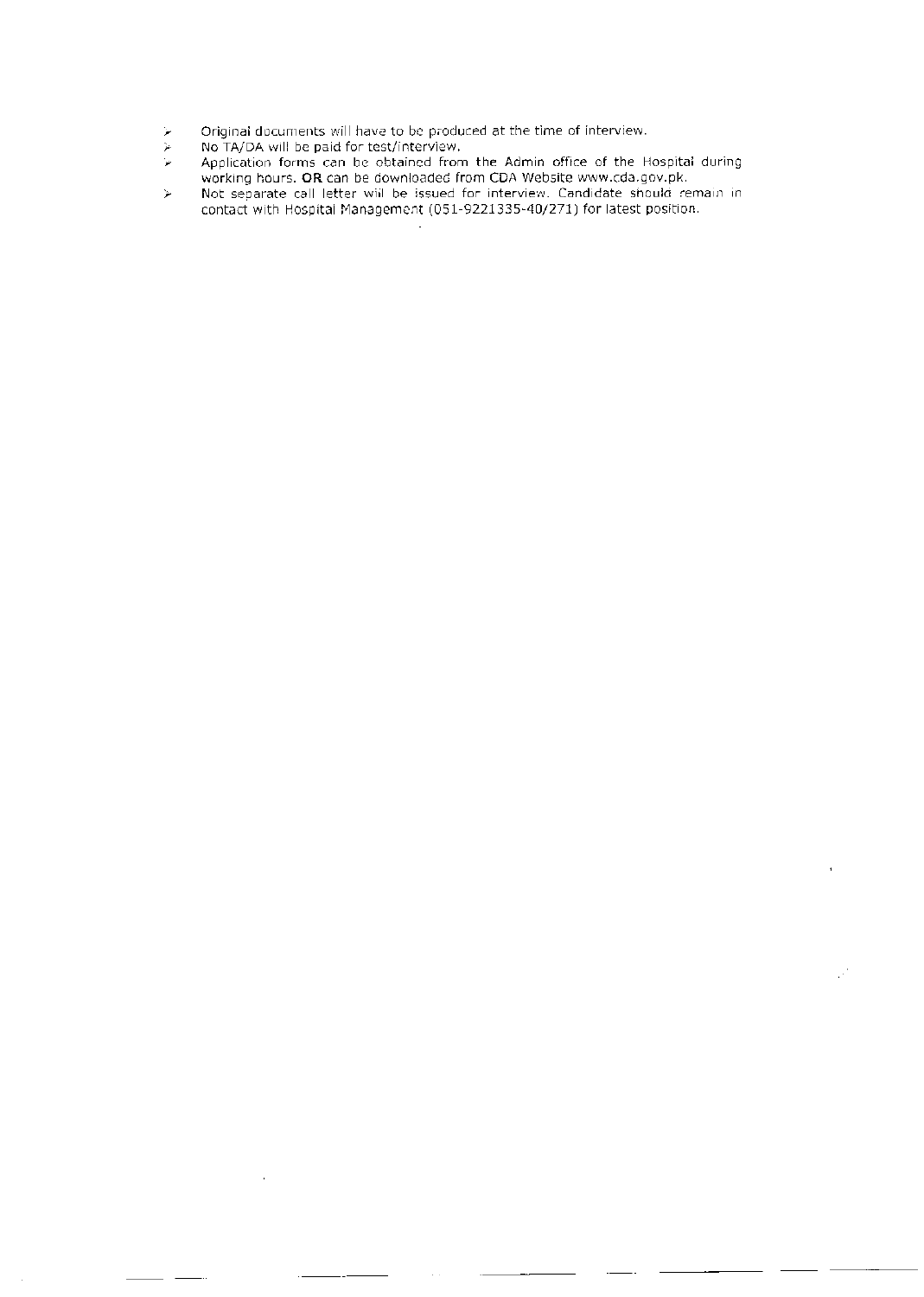- Original documents will have to be produced at the time of interview.
- No TA/DA will be paid for test/interview.
- Application forms can be obtained from the Admin office of the Hospital during working hours. **OR** can be downloaded from CDA Website www.cda.gov.pk.
- Not separate call letter will be issued for interview. Candidate should remain in contact with Hospital Management (051-9221335-40/271) for latest position.